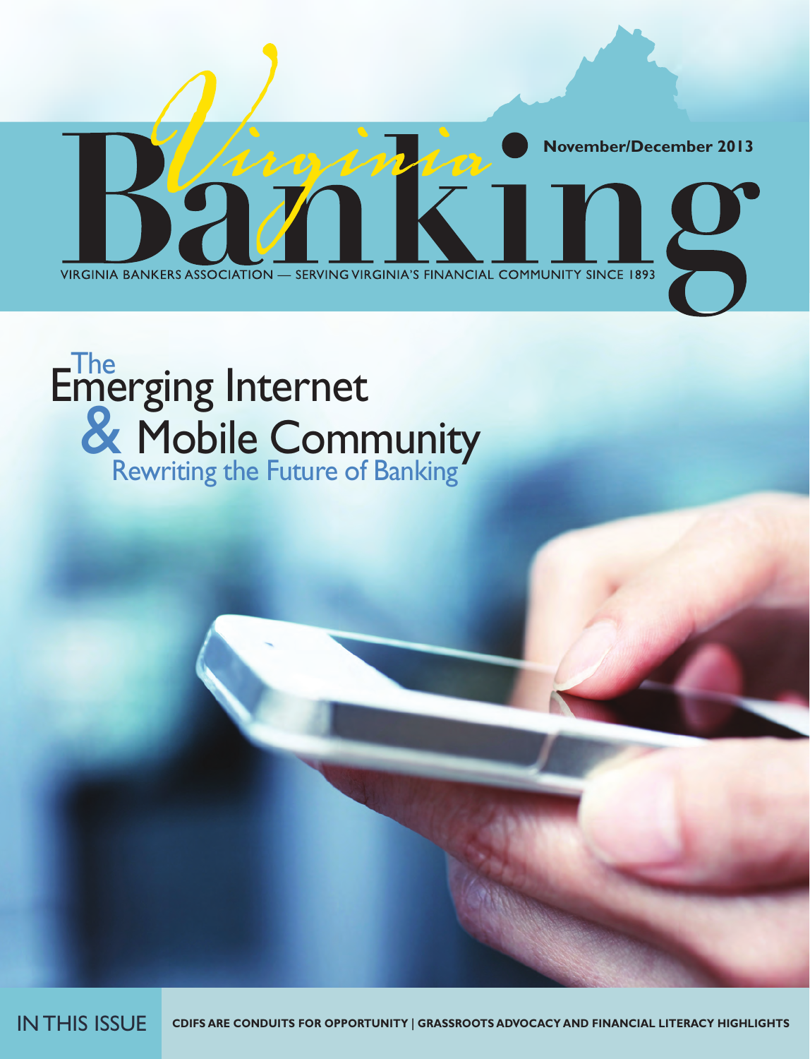# Virginia Banking

November/December 2013

VIRGINIA BANKERS ASSOCIATION — SERVING VIRGINIA'S FINANCIAL COMMUNITY SINCE 1893

## The Emerging Internet & Mobile Community

### Rewriting the Future of Banking

IN THIS ISSUE

**CDIFS ARE CONDUITS FOR OPPORTUNITY | GRASSROOTS ADVOCACY AND FINANCIAL LITERACY HIGHLIGHTS**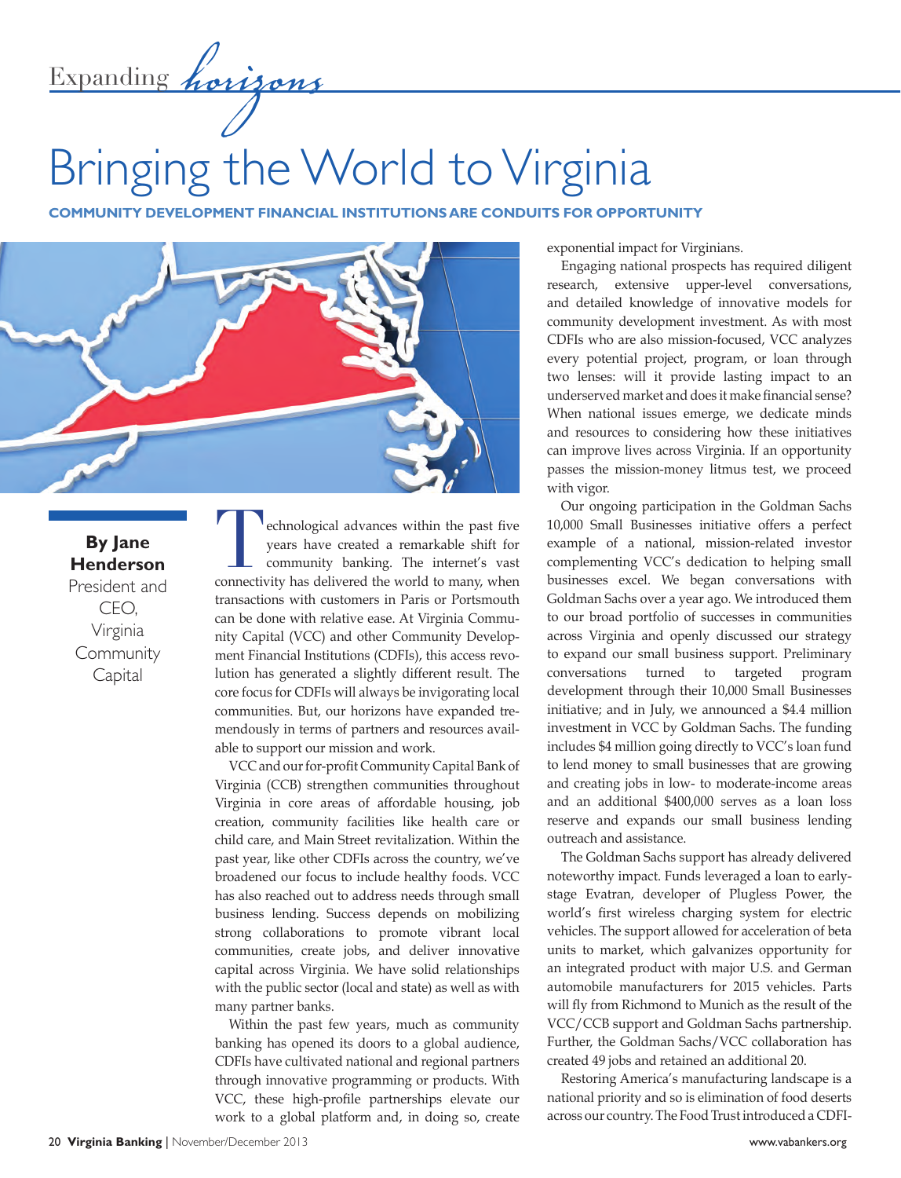Expanding *horizons*

# Bringing the World to Virginia

**COMMUNITY DEVELOPMENT FINANCIAL INSTITUTIONS ARE CONDUITS FOR OPPORTUNITY**

**By Jane Henderson**
President and CEO, Virginia Community Capital

Technological advances within the past five years have created a remarkable shift for community banking. The internet's vast connectivity has delivered the world to many, when transactions with customers in Paris or Portsmouth can be done with relative ease. At Virginia Community Capital (VCC) and other Community Development Financial Institutions (CDFIs), this access revolution has generated a slightly different result. The core focus for CDFIs will always be invigorating local communities. But, our horizons have expanded tremendously in terms of partners and resources available to support our mission and work.

VCC and our for-profit Community Capital Bank of Virginia (CCB) strengthen communities throughout Virginia in core areas of affordable housing, job creation, community facilities like health care or child care, and Main Street revitalization. Within the past year, like other CDFIs across the country, we've broadened our focus to include healthy foods. VCC has also reached out to address needs through small business lending. Success depends on mobilizing strong collaborations to promote vibrant local communities, create jobs, and deliver innovative capital across Virginia. We have solid relationships with the public sector (local and state) as well as with many partner banks.

Within the past few years, much as community banking has opened its doors to a global audience, CDFIs have cultivated national and regional partners through innovative programming or products. With VCC, these high-profile partnerships elevate our work to a global platform and, in doing so, create exponential impact for Virginians.

Engaging national prospects has required diligent research, extensive upper-level conversations, and detailed knowledge of innovative models for community development investment. As with most CDFIs who are also mission-focused, VCC analyzes every potential project, program, or loan through two lenses: will it provide lasting impact to an underserved market and does it make financial sense? When national issues emerge, we dedicate minds and resources to considering how these initiatives can improve lives across Virginia. If an opportunity passes the mission-money litmus test, we proceed with vigor.

Our ongoing participation in the Goldman Sachs 10,000 Small Businesses initiative offers a perfect example of a national, mission-related investor complementing VCC's dedication to helping small businesses excel. We began conversations with Goldman Sachs over a year ago. We introduced them to our broad portfolio of successes in communities across Virginia and openly discussed our strategy to expand our small business support. Preliminary conversations turned to targeted program development through their 10,000 Small Businesses initiative; and in July, we announced a $4.4 million investment in VCC by Goldman Sachs. The funding includes $4 million going directly to VCC's loan fund to lend money to small businesses that are growing and creating jobs in low- to moderate-income areas and an additional $400,000 serves as a loan loss reserve and expands our small business lending outreach and assistance.

The Goldman Sachs support has already delivered noteworthy impact. Funds leveraged a loan to early-stage Evatran, developer of Plugless Power, the world's first wireless charging system for electric vehicles. The support allowed for acceleration of beta units to market, which galvanizes opportunity for an integrated product with major U.S. and German automobile manufacturers for 2015 vehicles. Parts will fly from Richmond to Munich as the result of the VCC/CCB support and Goldman Sachs partnership. Further, the Goldman Sachs/VCC collaboration has created 49 jobs and retained an additional 20.

Restoring America's manufacturing landscape is a national priority and so is elimination of food deserts across our country. The Food Trust introduced a CDFI-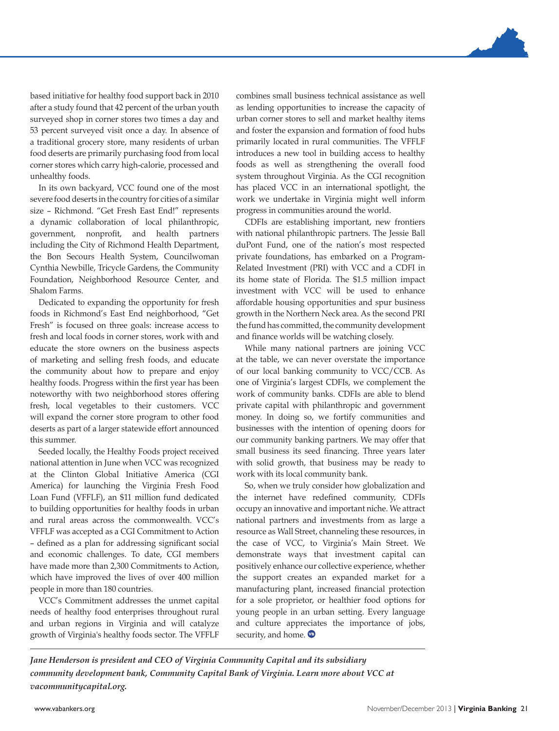based initiative for healthy food support back in 2010 after a study found that 42 percent of the urban youth surveyed shop in corner stores two times a day and 53 percent surveyed visit once a day. In absence of a traditional grocery store, many residents of urban food deserts are primarily purchasing food from local corner stores which carry high-calorie, processed and unhealthy foods.

In its own backyard, VCC found one of the most severe food deserts in the country for cities of a similar size – Richmond. "Get Fresh East End!" represents a dynamic collaboration of local philanthropic, government, nonprofit, and health partners including the City of Richmond Health Department, the Bon Secours Health System, Councilwoman Cynthia Newbille, Tricycle Gardens, the Community Foundation, Neighborhood Resource Center, and Shalom Farms.

Dedicated to expanding the opportunity for fresh foods in Richmond's East End neighborhood, "Get Fresh" is focused on three goals: increase access to fresh and local foods in corner stores, work with and educate the store owners on the business aspects of marketing and selling fresh foods, and educate the community about how to prepare and enjoy healthy foods. Progress within the first year has been noteworthy with two neighborhood stores offering fresh, local vegetables to their customers. VCC will expand the corner store program to other food deserts as part of a larger statewide effort announced this summer.

Seeded locally, the Healthy Foods project received national attention in June when VCC was recognized at the Clinton Global Initiative America (CGI America) for launching the Virginia Fresh Food Loan Fund (VFFLF), an $11 million fund dedicated to building opportunities for healthy foods in urban and rural areas across the commonwealth. VCC's VFFLF was accepted as a CGI Commitment to Action – defined as a plan for addressing significant social and economic challenges. To date, CGI members have made more than 2,300 Commitments to Action, which have improved the lives of over 400 million people in more than 180 countries.

VCC's Commitment addresses the unmet capital needs of healthy food enterprises throughout rural and urban regions in Virginia and will catalyze growth of Virginia's healthy foods sector. The VFFLF combines small business technical assistance as well as lending opportunities to increase the capacity of urban corner stores to sell and market healthy items and foster the expansion and formation of food hubs primarily located in rural communities. The VFFLF introduces a new tool in building access to healthy foods as well as strengthening the overall food system throughout Virginia. As the CGI recognition has placed VCC in an international spotlight, the work we undertake in Virginia might well inform progress in communities around the world.

CDFIs are establishing important, new frontiers with national philanthropic partners. The Jessie Ball duPont Fund, one of the nation's most respected private foundations, has embarked on a Program-Related Investment (PRI) with VCC and a CDFI in its home state of Florida. The $1.5 million impact investment with VCC will be used to enhance affordable housing opportunities and spur business growth in the Northern Neck area. As the second PRI the fund has committed, the community development and finance worlds will be watching closely.

While many national partners are joining VCC at the table, we can never overstate the importance of our local banking community to VCC/CCB. As one of Virginia's largest CDFIs, we complement the work of community banks. CDFIs are able to blend private capital with philanthropic and government money. In doing so, we fortify communities and businesses with the intention of opening doors for our community banking partners. We may offer that small business its seed financing. Three years later with solid growth, that business may be ready to work with its local community bank.

So, when we truly consider how globalization and the internet have redefined community, CDFIs occupy an innovative and important niche. We attract national partners and investments from as large a resource as Wall Street, channeling these resources, in the case of VCC, to Virginia's Main Street. We demonstrate ways that investment capital can positively enhance our collective experience, whether the support creates an expanded market for a manufacturing plant, increased financial protection for a sole proprietor, or healthier food options for young people in an urban setting. Every language and culture appreciates the importance of jobs, security, and home.

---

***Jane Henderson is president and CEO of Virginia Community Capital and its subsidiary community development bank, Community Capital Bank of Virginia. Learn more about VCC at vacommunitycapital.org.***